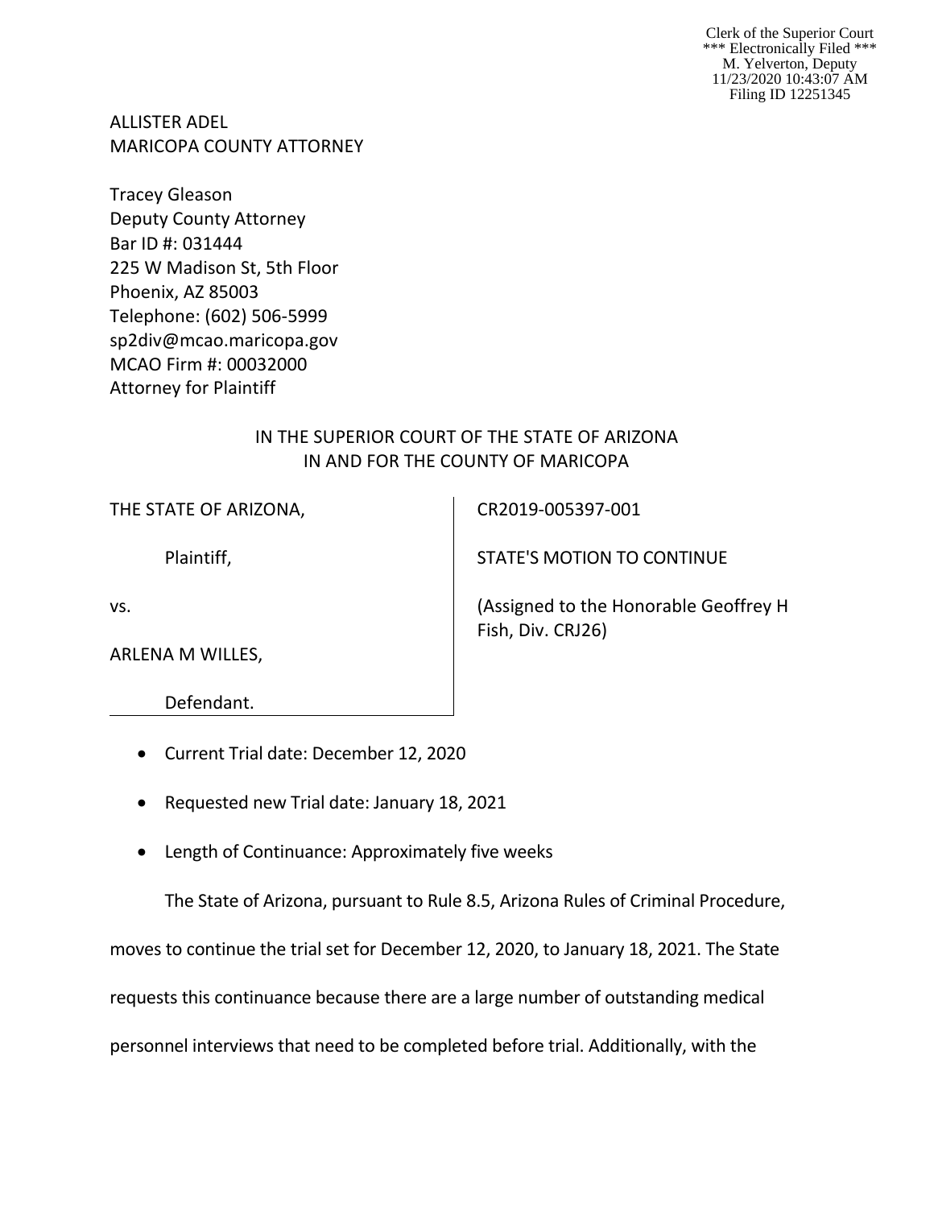Clerk of the Superior Court
*** Electronically Filed ***
M. Yelverton, Deputy
11/23/2020 10:43:07 AM
Filing ID 12251345

ALLISTER ADEL
MARICOPA COUNTY ATTORNEY

Tracey Gleason
Deputy County Attorney
Bar ID #: 031444
225 W Madison St, 5th Floor
Phoenix, AZ 85003
Telephone: (602) 506-5999
sp2div@mcao.maricopa.gov
MCAO Firm #: 00032000
Attorney for Plaintiff

IN THE SUPERIOR COURT OF THE STATE OF ARIZONA
IN AND FOR THE COUNTY OF MARICOPA

| | |
|---|---|
| THE STATE OF ARIZONA, | CR2019-005397-001 |
| Plaintiff, | STATE'S MOTION TO CONTINUE |
| vs. | (Assigned to the Honorable Geoffrey H Fish, Div. CRJ26) |
| ARLENA M WILLES, | |
| Defendant. | |

- Current Trial date: December 12, 2020
- Requested new Trial date: January 18, 2021
- Length of Continuance: Approximately five weeks

The State of Arizona, pursuant to Rule 8.5, Arizona Rules of Criminal Procedure, moves to continue the trial set for December 12, 2020, to January 18, 2021. The State requests this continuance because there are a large number of outstanding medical personnel interviews that need to be completed before trial. Additionally, with the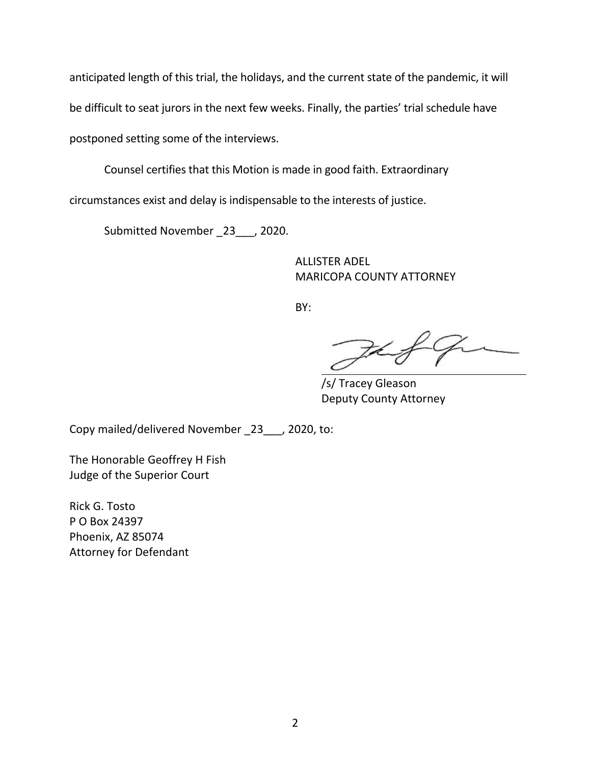anticipated length of this trial, the holidays, and the current state of the pandemic, it will be difficult to seat jurors in the next few weeks. Finally, the parties' trial schedule have postponed setting some of the interviews.

Counsel certifies that this Motion is made in good faith. Extraordinary circumstances exist and delay is indispensable to the interests of justice.

Submitted November _23___, 2020.

ALLISTER ADEL
MARICOPA COUNTY ATTORNEY

BY:

/s/ Tracey Gleason
Deputy County Attorney

Copy mailed/delivered November _23___, 2020, to:

The Honorable Geoffrey H Fish
Judge of the Superior Court

Rick G. Tosto
P O Box 24397
Phoenix, AZ 85074
Attorney for Defendant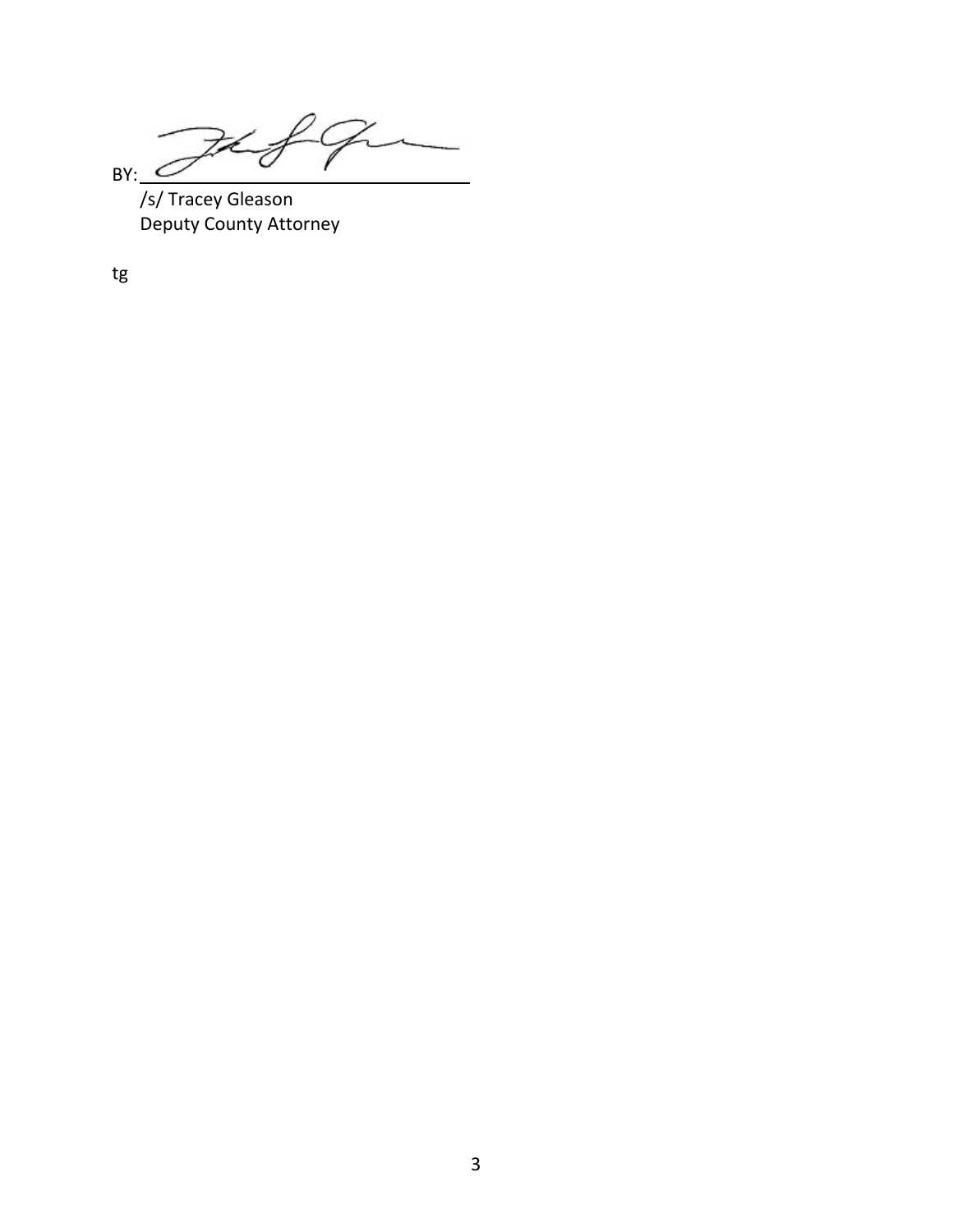BY: \_\_\_\_\_\_\_\_\_\_\_\_\_\_\_\_\_\_\_\_\_\_\_\_\_\_\_\_\_\_\_\_

/s/ Tracey Gleason
Deputy County Attorney

tg